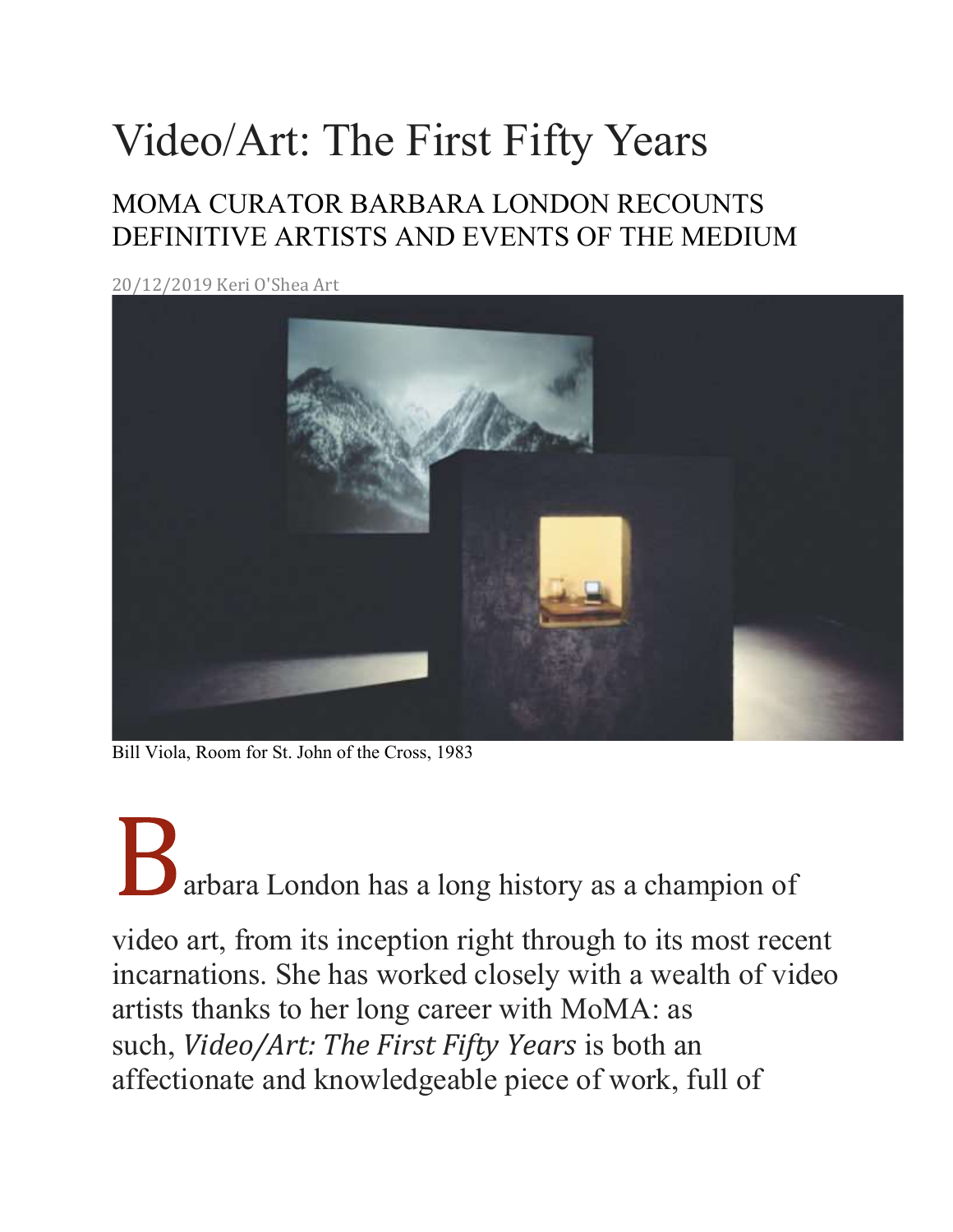# Video/Art: The First Fifty Years

## MOMA CURATOR BARBARA LONDON RECOUNTS DEFINITIVE ARTISTS AND EVENTS OF THE MEDIUM

20/12/2019 Keri O'Shea Art

Bill Viola, Room for St. John of the Cross, 1983

Barbara London has a long history as a champion of video art, from its inception right through to its most recent incarnations. She has worked closely with a wealth of video artists thanks to her long career with MoMA: as such, *Video/Art: The First Fifty Years* is both an affectionate and knowledgeable piece of work, full of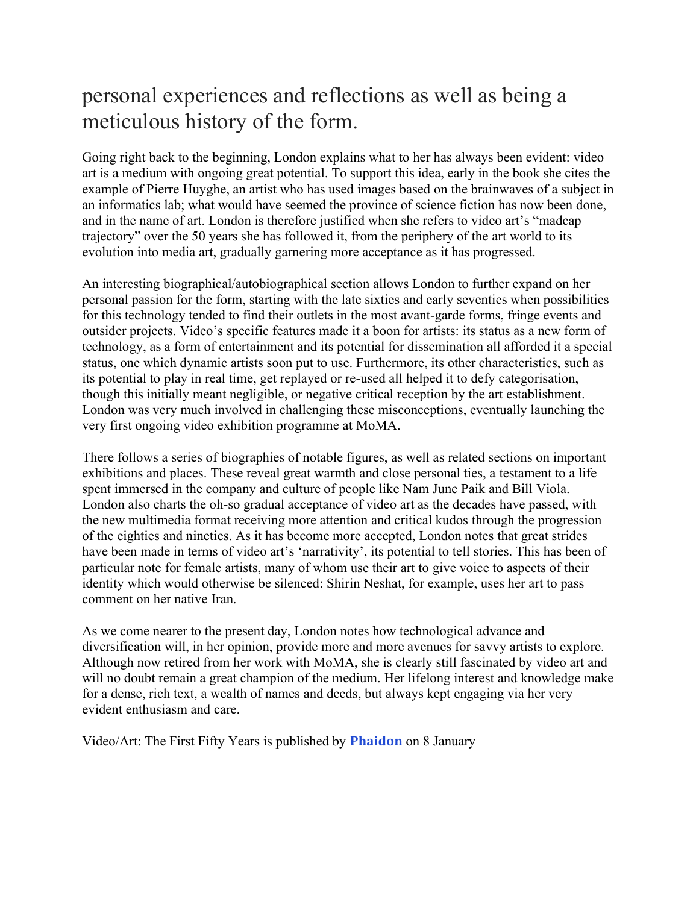personal experiences and reflections as well as being a meticulous history of the form.

Going right back to the beginning, London explains what to her has always been evident: video art is a medium with ongoing great potential. To support this idea, early in the book she cites the example of Pierre Huyghe, an artist who has used images based on the brainwaves of a subject in an informatics lab; what would have seemed the province of science fiction has now been done, and in the name of art. London is therefore justified when she refers to video art's "madcap trajectory" over the 50 years she has followed it, from the periphery of the art world to its evolution into media art, gradually garnering more acceptance as it has progressed.

An interesting biographical/autobiographical section allows London to further expand on her personal passion for the form, starting with the late sixties and early seventies when possibilities for this technology tended to find their outlets in the most avant-garde forms, fringe events and outsider projects. Video's specific features made it a boon for artists: its status as a new form of technology, as a form of entertainment and its potential for dissemination all afforded it a special status, one which dynamic artists soon put to use. Furthermore, its other characteristics, such as its potential to play in real time, get replayed or re-used all helped it to defy categorisation, though this initially meant negligible, or negative critical reception by the art establishment. London was very much involved in challenging these misconceptions, eventually launching the very first ongoing video exhibition programme at MoMA.

There follows a series of biographies of notable figures, as well as related sections on important exhibitions and places. These reveal great warmth and close personal ties, a testament to a life spent immersed in the company and culture of people like Nam June Paik and Bill Viola. London also charts the oh-so gradual acceptance of video art as the decades have passed, with the new multimedia format receiving more attention and critical kudos through the progression of the eighties and nineties. As it has become more accepted, London notes that great strides have been made in terms of video art's 'narrativity', its potential to tell stories. This has been of particular note for female artists, many of whom use their art to give voice to aspects of their identity which would otherwise be silenced: Shirin Neshat, for example, uses her art to pass comment on her native Iran.

As we come nearer to the present day, London notes how technological advance and diversification will, in her opinion, provide more and more avenues for savvy artists to explore. Although now retired from her work with MoMA, she is clearly still fascinated by video art and will no doubt remain a great champion of the medium. Her lifelong interest and knowledge make for a dense, rich text, a wealth of names and deeds, but always kept engaging via her very evident enthusiasm and care.

Video/Art: The First Fifty Years is published by **Phaidon** on 8 January